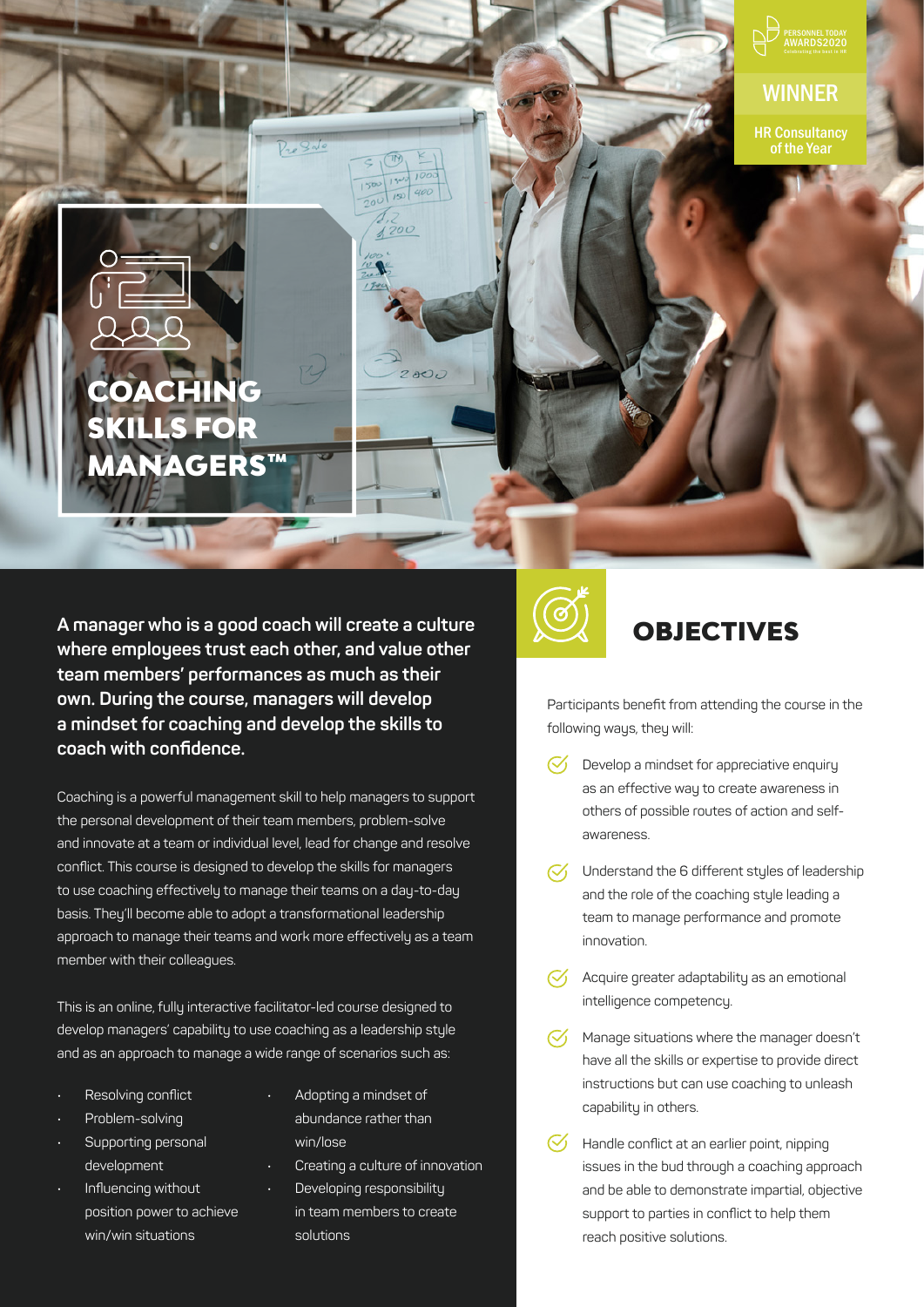PERSONNEL TODAY AWARDS2020

WINNER

HR Consultancy of the Year

# COACHING SKILLS FOR MANAGERS™

**A manager who is a good coach will create a culture where employees trust each other, and value other team members' performances as much as their own. During the course, managers will develop a mindset for coaching and develop the skills to coach with confidence.**

Coaching is a powerful management skill to help managers to support the personal development of their team members, problem-solve and innovate at a team or individual level, lead for change and resolve conflict. This course is designed to develop the skills for managers to use coaching effectively to manage their teams on a day-to-day basis. They'll become able to adopt a transformational leadership approach to manage their teams and work more effectively as a team member with their colleagues.

This is an online, fully interactive facilitator-led course designed to develop managers' capability to use coaching as a leadership style and as an approach to manage a wide range of scenarios such as:

- Resolving conflict
- Problem-solving
- Supporting personal development
- Influencing without position power to achieve win/win situations
- Adopting a mindset of abundance rather than win/lose
- Creating a culture of innovation
- Developing responsibility in team members to create solutions

## OBJECTIVES

Participants benefit from attending the course in the following ways, they will:

- Develop a mindset for appreciative enquiry as an effective way to create awareness in others of possible routes of action and self-awareness.
- Understand the 6 different styles of leadership and the role of the coaching style leading a team to manage performance and promote innovation.
- Acquire greater adaptability as an emotional intelligence competency.
- Manage situations where the manager doesn't have all the skills or expertise to provide direct instructions but can use coaching to unleash capability in others.
- Handle conflict at an earlier point, nipping issues in the bud through a coaching approach and be able to demonstrate impartial, objective support to parties in conflict to help them reach positive solutions.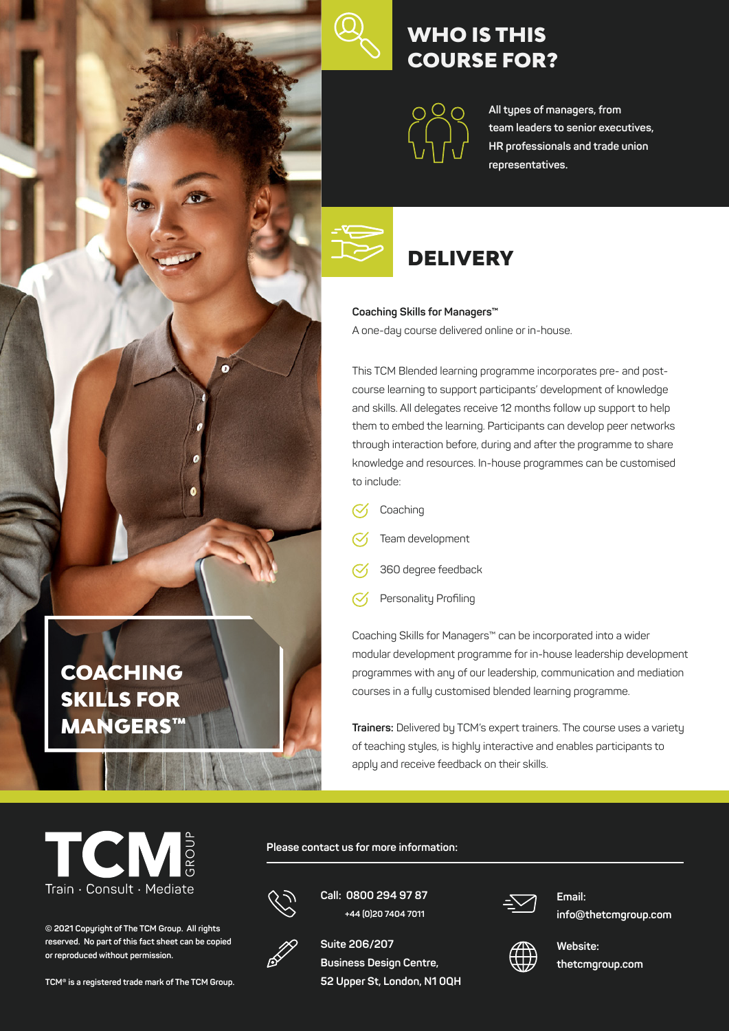# COACHING SKILLS FOR MANGERS™

## WHO IS THIS COURSE FOR?

All types of managers, from team leaders to senior executives, HR professionals and trade union representatives.

## DELIVERY

**Coaching Skills for Managers™**
A one-day course delivered online or in-house.

This TCM Blended learning programme incorporates pre- and post-course learning to support participants' development of knowledge and skills. All delegates receive 12 months follow up support to help them to embed the learning. Participants can develop peer networks through interaction before, during and after the programme to share knowledge and resources. In-house programmes can be customised to include:

- Coaching
- Team development
- 360 degree feedback
- Personality Profiling

Coaching Skills for Managers™ can be incorporated into a wider modular development programme for in-house leadership development programmes with any of our leadership, communication and mediation courses in a fully customised blended learning programme.

**Trainers:** Delivered by TCM's expert trainers. The course uses a variety of teaching styles, is highly interactive and enables participants to apply and receive feedback on their skills.

TCM GROUP
Train · Consult · Mediate

© 2021 Copyright of The TCM Group. All rights reserved. No part of this fact sheet can be copied or reproduced without permission.

TCM® is a registered trade mark of The TCM Group.

**Please contact us for more information:**

**Call: 0800 294 97 87**
**+44 (0)20 7404 7011**

**Suite 206/207**
**Business Design Centre,**
**52 Upper St, London, N1 0QH**

**Email:**
**info@thetcmgroup.com**

**Website:**
**thetcmgroup.com**